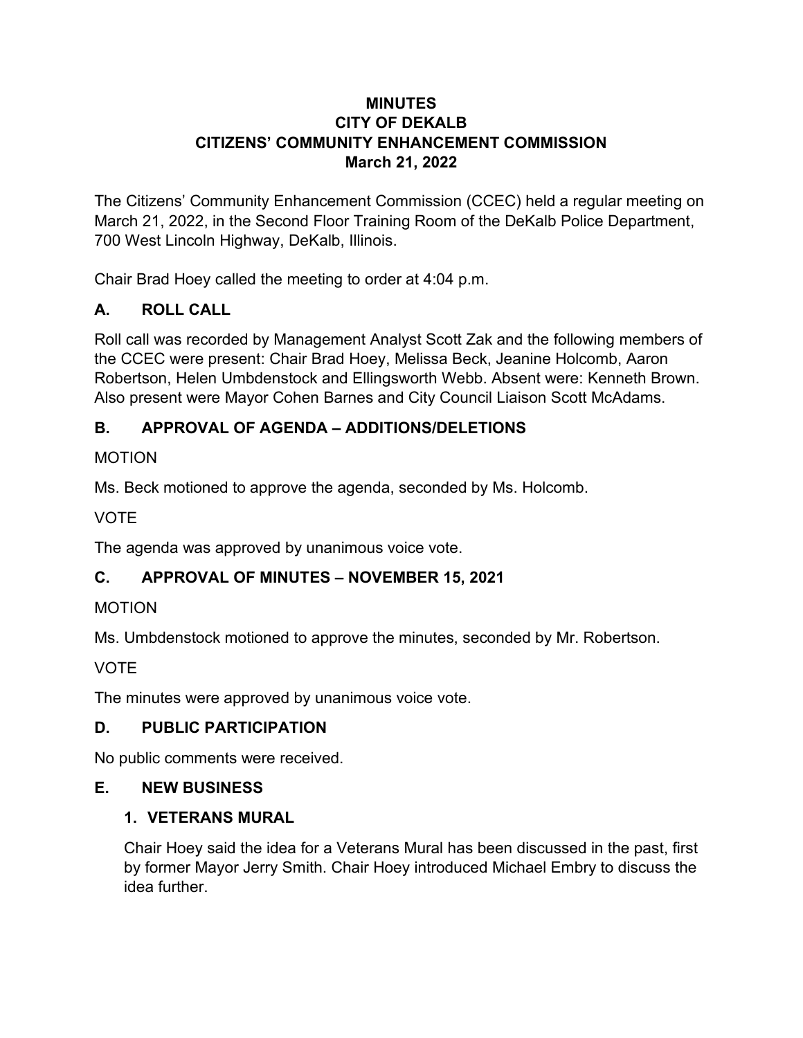# MINUTES
# CITY OF DEKALB
# CITIZENS' COMMUNITY ENHANCEMENT COMMISSION
# March 21, 2022

The Citizens' Community Enhancement Commission (CCEC) held a regular meeting on March 21, 2022, in the Second Floor Training Room of the DeKalb Police Department, 700 West Lincoln Highway, DeKalb, Illinois.

Chair Brad Hoey called the meeting to order at 4:04 p.m.

## A. ROLL CALL

Roll call was recorded by Management Analyst Scott Zak and the following members of the CCEC were present: Chair Brad Hoey, Melissa Beck, Jeanine Holcomb, Aaron Robertson, Helen Umbdenstock and Ellingsworth Webb. Absent were: Kenneth Brown. Also present were Mayor Cohen Barnes and City Council Liaison Scott McAdams.

## B. APPROVAL OF AGENDA – ADDITIONS/DELETIONS

MOTION

Ms. Beck motioned to approve the agenda, seconded by Ms. Holcomb.

VOTE

The agenda was approved by unanimous voice vote.

## C. APPROVAL OF MINUTES – NOVEMBER 15, 2021

MOTION

Ms. Umbdenstock motioned to approve the minutes, seconded by Mr. Robertson.

VOTE

The minutes were approved by unanimous voice vote.

## D. PUBLIC PARTICIPATION

No public comments were received.

## E. NEW BUSINESS

### 1. VETERANS MURAL

Chair Hoey said the idea for a Veterans Mural has been discussed in the past, first by former Mayor Jerry Smith. Chair Hoey introduced Michael Embry to discuss the idea further.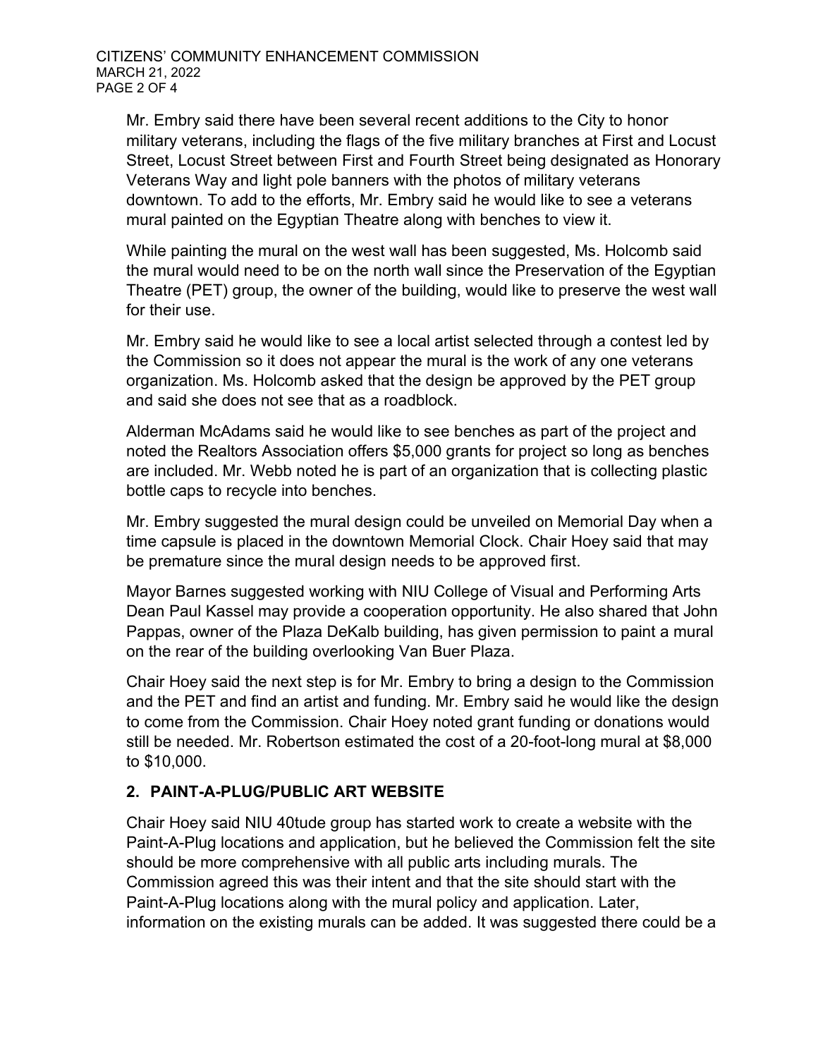Mr. Embry said there have been several recent additions to the City to honor military veterans, including the flags of the five military branches at First and Locust Street, Locust Street between First and Fourth Street being designated as Honorary Veterans Way and light pole banners with the photos of military veterans downtown. To add to the efforts, Mr. Embry said he would like to see a veterans mural painted on the Egyptian Theatre along with benches to view it.

While painting the mural on the west wall has been suggested, Ms. Holcomb said the mural would need to be on the north wall since the Preservation of the Egyptian Theatre (PET) group, the owner of the building, would like to preserve the west wall for their use.

Mr. Embry said he would like to see a local artist selected through a contest led by the Commission so it does not appear the mural is the work of any one veterans organization. Ms. Holcomb asked that the design be approved by the PET group and said she does not see that as a roadblock.

Alderman McAdams said he would like to see benches as part of the project and noted the Realtors Association offers $5,000 grants for project so long as benches are included. Mr. Webb noted he is part of an organization that is collecting plastic bottle caps to recycle into benches.

Mr. Embry suggested the mural design could be unveiled on Memorial Day when a time capsule is placed in the downtown Memorial Clock. Chair Hoey said that may be premature since the mural design needs to be approved first.

Mayor Barnes suggested working with NIU College of Visual and Performing Arts Dean Paul Kassel may provide a cooperation opportunity. He also shared that John Pappas, owner of the Plaza DeKalb building, has given permission to paint a mural on the rear of the building overlooking Van Buer Plaza.

Chair Hoey said the next step is for Mr. Embry to bring a design to the Commission and the PET and find an artist and funding. Mr. Embry said he would like the design to come from the Commission. Chair Hoey noted grant funding or donations would still be needed. Mr. Robertson estimated the cost of a 20-foot-long mural at $8,000 to $10,000.

## 2. PAINT-A-PLUG/PUBLIC ART WEBSITE

Chair Hoey said NIU 40tude group has started work to create a website with the Paint-A-Plug locations and application, but he believed the Commission felt the site should be more comprehensive with all public arts including murals. The Commission agreed this was their intent and that the site should start with the Paint-A-Plug locations along with the mural policy and application. Later, information on the existing murals can be added. It was suggested there could be a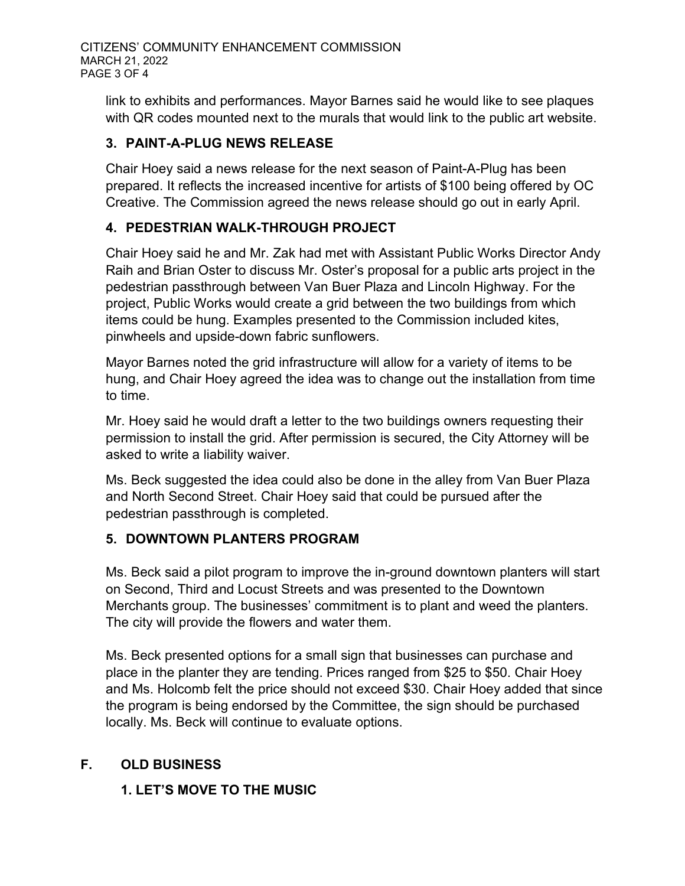link to exhibits and performances. Mayor Barnes said he would like to see plaques with QR codes mounted next to the murals that would link to the public art website.

### 3. PAINT-A-PLUG NEWS RELEASE

Chair Hoey said a news release for the next season of Paint-A-Plug has been prepared. It reflects the increased incentive for artists of $100 being offered by OC Creative. The Commission agreed the news release should go out in early April.

### 4. PEDESTRIAN WALK-THROUGH PROJECT

Chair Hoey said he and Mr. Zak had met with Assistant Public Works Director Andy Raih and Brian Oster to discuss Mr. Oster's proposal for a public arts project in the pedestrian passthrough between Van Buer Plaza and Lincoln Highway. For the project, Public Works would create a grid between the two buildings from which items could be hung. Examples presented to the Commission included kites, pinwheels and upside-down fabric sunflowers.

Mayor Barnes noted the grid infrastructure will allow for a variety of items to be hung, and Chair Hoey agreed the idea was to change out the installation from time to time.

Mr. Hoey said he would draft a letter to the two buildings owners requesting their permission to install the grid. After permission is secured, the City Attorney will be asked to write a liability waiver.

Ms. Beck suggested the idea could also be done in the alley from Van Buer Plaza and North Second Street. Chair Hoey said that could be pursued after the pedestrian passthrough is completed.

### 5. DOWNTOWN PLANTERS PROGRAM

Ms. Beck said a pilot program to improve the in-ground downtown planters will start on Second, Third and Locust Streets and was presented to the Downtown Merchants group. The businesses' commitment is to plant and weed the planters. The city will provide the flowers and water them.

Ms. Beck presented options for a small sign that businesses can purchase and place in the planter they are tending. Prices ranged from $25 to $50. Chair Hoey and Ms. Holcomb felt the price should not exceed $30. Chair Hoey added that since the program is being endorsed by the Committee, the sign should be purchased locally. Ms. Beck will continue to evaluate options.

## F. OLD BUSINESS

### 1. LET'S MOVE TO THE MUSIC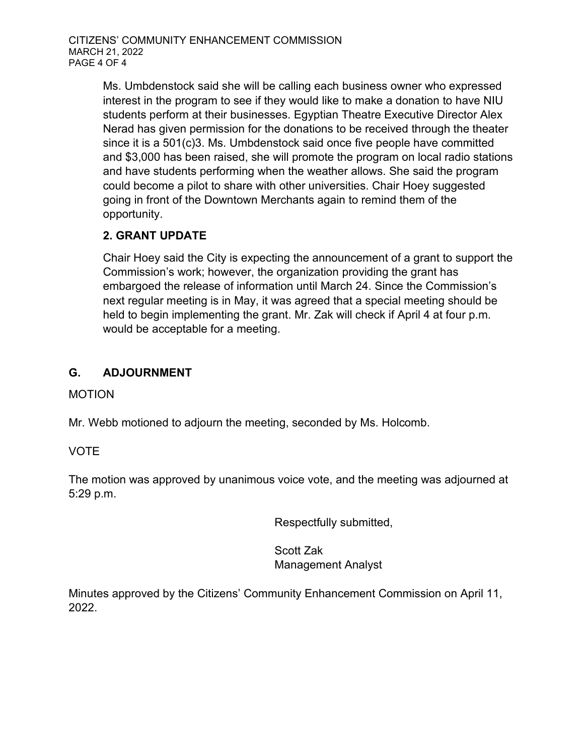Ms. Umbdenstock said she will be calling each business owner who expressed interest in the program to see if they would like to make a donation to have NIU students perform at their businesses. Egyptian Theatre Executive Director Alex Nerad has given permission for the donations to be received through the theater since it is a 501(c)3. Ms. Umbdenstock said once five people have committed and $3,000 has been raised, she will promote the program on local radio stations and have students performing when the weather allows. She said the program could become a pilot to share with other universities. Chair Hoey suggested going in front of the Downtown Merchants again to remind them of the opportunity.

### 2. GRANT UPDATE

Chair Hoey said the City is expecting the announcement of a grant to support the Commission's work; however, the organization providing the grant has embargoed the release of information until March 24. Since the Commission's next regular meeting is in May, it was agreed that a special meeting should be held to begin implementing the grant. Mr. Zak will check if April 4 at four p.m. would be acceptable for a meeting.

## G. ADJOURNMENT

MOTION

Mr. Webb motioned to adjourn the meeting, seconded by Ms. Holcomb.

VOTE

The motion was approved by unanimous voice vote, and the meeting was adjourned at 5:29 p.m.

Respectfully submitted,

Scott Zak
Management Analyst

Minutes approved by the Citizens' Community Enhancement Commission on April 11, 2022.